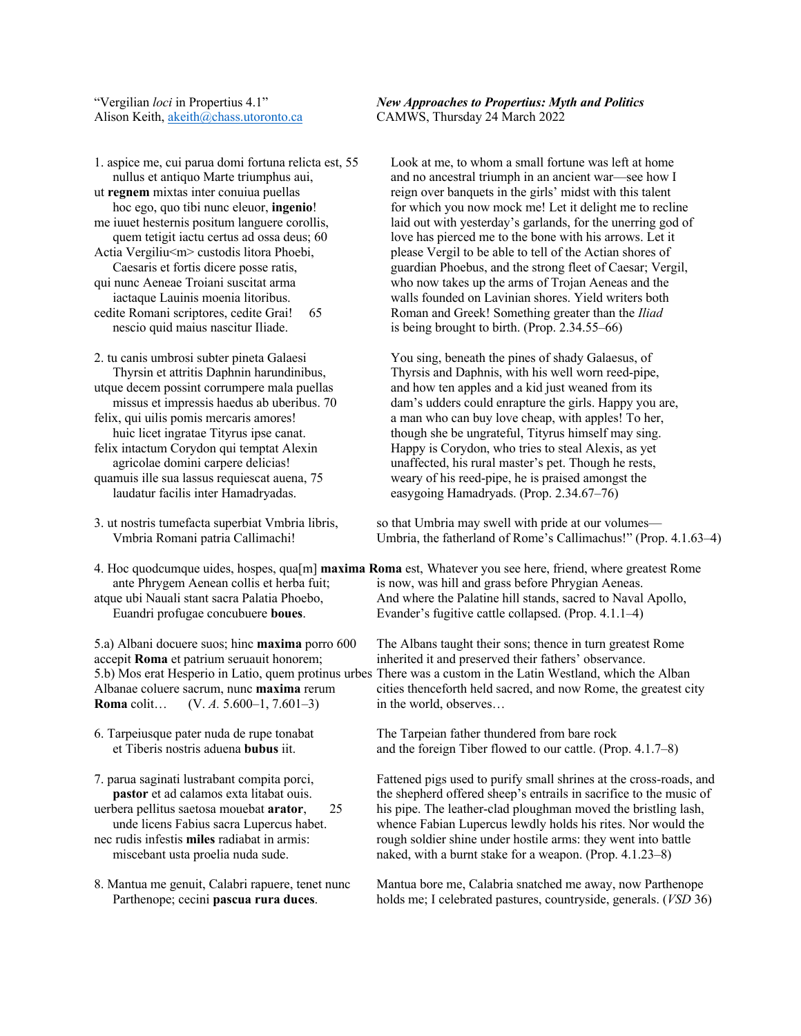"Vergilian *loci* in Propertius 4.1"
Alison Keith, akeith@chass.utoronto.ca

***New Approaches to Propertius: Myth and Politics***
CAMWS, Thursday 24 March 2022

1. aspice me, cui parua domi fortuna relicta est, 55
 nullus et antiquo Marte triumphus aui,
ut **regnem** mixtas inter conuiua puellas
 hoc ego, quo tibi nunc eleuor, **ingenio**!
me iuuet hesternis positum languere corollis,
 quem tetigit iactu certus ad ossa deus; 60
Actia Vergiliu<m> custodis litora Phoebi,
 Caesaris et fortis dicere posse ratis,
qui nunc Aeneae Troiani suscitat arma
 iactaque Lauinis moenia litoribus.
cedite Romani scriptores, cedite Grai! 65
 nescio quid maius nascitur Iliade.

Look at me, to whom a small fortune was left at home and no ancestral triumph in an ancient war—see how I reign over banquets in the girls' midst with this talent for which you now mock me! Let it delight me to recline laid out with yesterday's garlands, for the unerring god of love has pierced me to the bone with his arrows. Let it please Vergil to be able to tell of the Actian shores of guardian Phoebus, and the strong fleet of Caesar; Vergil, who now takes up the arms of Trojan Aeneas and the walls founded on Lavinian shores. Yield writers both Roman and Greek! Something greater than the *Iliad* is being brought to birth. (Prop. 2.34.55–66)

2. tu canis umbrosi subter pineta Galaesi
 Thyrsin et attritis Daphnin harundinibus,
utque decem possint corrumpere mala puellas
 missus et impressis haedus ab uberibus. 70
felix, qui uilis pomis mercaris amores!
 huic licet ingratae Tityrus ipse canat.
felix intactum Corydon qui temptat Alexin
 agricolae domini carpere delicias!
quamuis ille sua lassus requiescat auena, 75
 laudatur facilis inter Hamadryadas.

You sing, beneath the pines of shady Galaesus, of Thyrsis and Daphnis, with his well worn reed-pipe, and how ten apples and a kid just weaned from its dam's udders could enrapture the girls. Happy you are, a man who can buy love cheap, with apples! To her, though she be ungrateful, Tityrus himself may sing. Happy is Corydon, who tries to steal Alexis, as yet unaffected, his rural master's pet. Though he rests, weary of his reed-pipe, he is praised amongst the easygoing Hamadryads. (Prop. 2.34.67–76)

3. ut nostris tumefacta superbiat Vmbria libris,
 Vmbria Romani patria Callimachi!

so that Umbria may swell with pride at our volumes—
Umbria, the fatherland of Rome's Callimachus!" (Prop. 4.1.63–4)

4. Hoc quodcumque uides, hospes, qua[m] **maxima Roma** est,
 ante Phrygem Aenean collis et herba fuit;
atque ubi Nauali stant sacra Palatia Phoebo,
 Euandri profugae concubuere **boues**.

Whatever you see here, friend, where greatest Rome
is now, was hill and grass before Phrygian Aeneas.
And where the Palatine hill stands, sacred to Naval Apollo,
Evander's fugitive cattle collapsed. (Prop. 4.1.1–4)

5.a) Albani docuere suos; hinc **maxima** porro 600
accepit **Roma** et patrium seruauit honorem;
5.b) Mos erat Hesperio in Latio, quem protinus urbes
Albanae coluere sacrum, nunc **maxima** rerum
**Roma** colit… (V. *A.* 5.600–1, 7.601–3)

The Albans taught their sons; thence in turn greatest Rome
inherited it and preserved their fathers' observance.
There was a custom in the Latin Westland, which the Alban
cities thenceforth held sacred, and now Rome, the greatest city
in the world, observes…

6. Tarpeiusque pater nuda de rupe tonabat
 et Tiberis nostris aduena **bubus** iit.

The Tarpeian father thundered from bare rock
and the foreign Tiber flowed to our cattle. (Prop. 4.1.7–8)

7. parua saginati lustrabant compita porci,
 **pastor** et ad calamos exta litabat ouis.
uerbera pellitus saetosa mouebat **arator**, 25
 unde licens Fabius sacra Lupercus habet.
nec rudis infestis **miles** radiabat in armis:
 miscebant usta proelia nuda sude.

Fattened pigs used to purify small shrines at the cross-roads, and the shepherd offered sheep's entrails in sacrifice to the music of his pipe. The leather-clad ploughman moved the bristling lash, whence Fabian Lupercus lewdly holds his rites. Nor would the rough soldier shine under hostile arms: they went into battle naked, with a burnt stake for a weapon. (Prop. 4.1.23–8)

8. Mantua me genuit, Calabri rapuere, tenet nunc
 Parthenope; cecini **pascua rura duces**.

Mantua bore me, Calabria snatched me away, now Parthenope holds me; I celebrated pastures, countryside, generals. (*VSD* 36)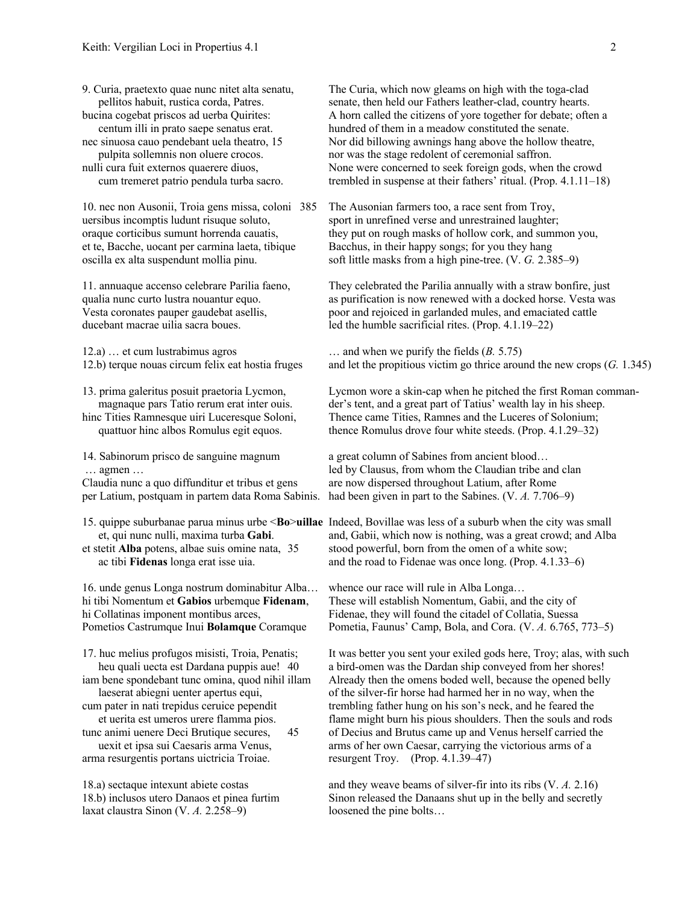9. Curia, praetexto quae nunc nitet alta senatu,
    pellitos habuit, rustica corda, Patres.
bucina cogebat priscos ad uerba Quirites:
    centum illi in prato saepe senatus erat.
nec sinuosa cauo pendebant uela theatro, 15
    pulpita sollemnis non oluere crocos.
nulli cura fuit externos quaerere diuos,
    cum tremeret patrio pendula turba sacro.

The Curia, which now gleams on high with the toga-clad senate, then held our Fathers leather-clad, country hearts. A horn called the citizens of yore together for debate; often a hundred of them in a meadow constituted the senate. Nor did billowing awnings hang above the hollow theatre, nor was the stage redolent of ceremonial saffron. None were concerned to seek foreign gods, when the crowd trembled in suspense at their fathers' ritual. (Prop. 4.1.11–18)

10. nec non Ausonii, Troia gens missa, coloni 385
uersibus incomptis ludunt risuque soluto,
oraque corticibus sumunt horrenda cauatis,
et te, Bacche, uocant per carmina laeta, tibique
oscilla ex alta suspendunt mollia pinu.

The Ausonian farmers too, a race sent from Troy, sport in unrefined verse and unrestrained laughter; they put on rough masks of hollow cork, and summon you, Bacchus, in their happy songs; for you they hang soft little masks from a high pine-tree. (V. *G.* 2.385–9)

11. annuaque accenso celebrare Parilia faeno,
qualia nunc curto lustra nouantur equo.
Vesta coronates pauper gaudebat asellis,
ducebant macrae uilia sacra boues.

They celebrated the Parilia annually with a straw bonfire, just as purification is now renewed with a docked horse. Vesta was poor and rejoiced in garlanded mules, and emaciated cattle led the humble sacrificial rites. (Prop. 4.1.19–22)

12.a) … et cum lustrabimus agros

… and when we purify the fields (*B.* 5.75)

12.b) terque nouas circum felix eat hostia fruges

and let the propitious victim go thrice around the new crops (*G.* 1.345)

13. prima galeritus posuit praetoria Lycmon,
    magnaque pars Tatio rerum erat inter ouis.
hinc Tities Ramnesque uiri Luceresque Soloni,
    quattuor hinc albos Romulus egit equos.

Lycmon wore a skin-cap when he pitched the first Roman commander's tent, and a great part of Tatius' wealth lay in his sheep. Thence came Tities, Ramnes and the Luceres of Solonium; thence Romulus drove four white steeds. (Prop. 4.1.29–32)

14. Sabinorum prisco de sanguine magnum
 … agmen …
Claudia nunc a quo diffunditur et tribus et gens
per Latium, postquam in partem data Roma Sabinis.

a great column of Sabines from ancient blood… led by Clausus, from whom the Claudian tribe and clan are now dispersed throughout Latium, after Rome had been given in part to the Sabines. (V. *A.* 7.706–9)

15. quippe suburbanae parua minus urbe <**Bo**>**uillae**
    et, qui nunc nulli, maxima turba **Gabi**.
et stetit **Alba** potens, albae suis omine nata, 35
    ac tibi **Fidenas** longa erat isse uia.

Indeed, Bovillae was less of a suburb when the city was small and, Gabii, which now is nothing, was a great crowd; and Alba stood powerful, born from the omen of a white sow; and the road to Fidenae was once long. (Prop. 4.1.33–6)

16. unde genus Longa nostrum dominabitur Alba…
hi tibi Nomentum et **Gabios** urbemque **Fidenam**,
hi Collatinas imponent montibus arces,
Pometios Castrumque Inui **Bolamque** Coramque

whence our race will rule in Alba Longa… These will establish Nomentum, Gabii, and the city of Fidenae, they will found the citadel of Collatia, Suessa Pometia, Faunus' Camp, Bola, and Cora. (V. *A.* 6.765, 773–5)

17. huc melius profugos misisti, Troia, Penatis;
    heu quali uecta est Dardana puppis aue! 40
iam bene spondebant tunc omina, quod nihil illam
    laeserat abiegni uenter apertus equi,
cum pater in nati trepidus ceruice pependit
    et uerita est umeros urere flamma pios.
tunc animi uenere Deci Brutique secures, 45
    uexit et ipsa sui Caesaris arma Venus,
arma resurgentis portans uictricia Troiae.

It was better you sent your exiled gods here, Troy; alas, with such a bird-omen was the Dardan ship conveyed from her shores! Already then the omens boded well, because the opened belly of the silver-fir horse had harmed her in no way, when the trembling father hung on his son's neck, and he feared the flame might burn his pious shoulders. Then the souls and rods of Decius and Brutus came up and Venus herself carried the arms of her own Caesar, carrying the victorious arms of a resurgent Troy. (Prop. 4.1.39–47)

18.a) sectaque intexunt abiete costas

and they weave beams of silver-fir into its ribs (V. *A.* 2.16)

18.b) inclusos utero Danaos et pinea furtim
laxat claustra Sinon (V. *A.* 2.258–9)

Sinon released the Danaans shut up in the belly and secretly loosened the pine bolts…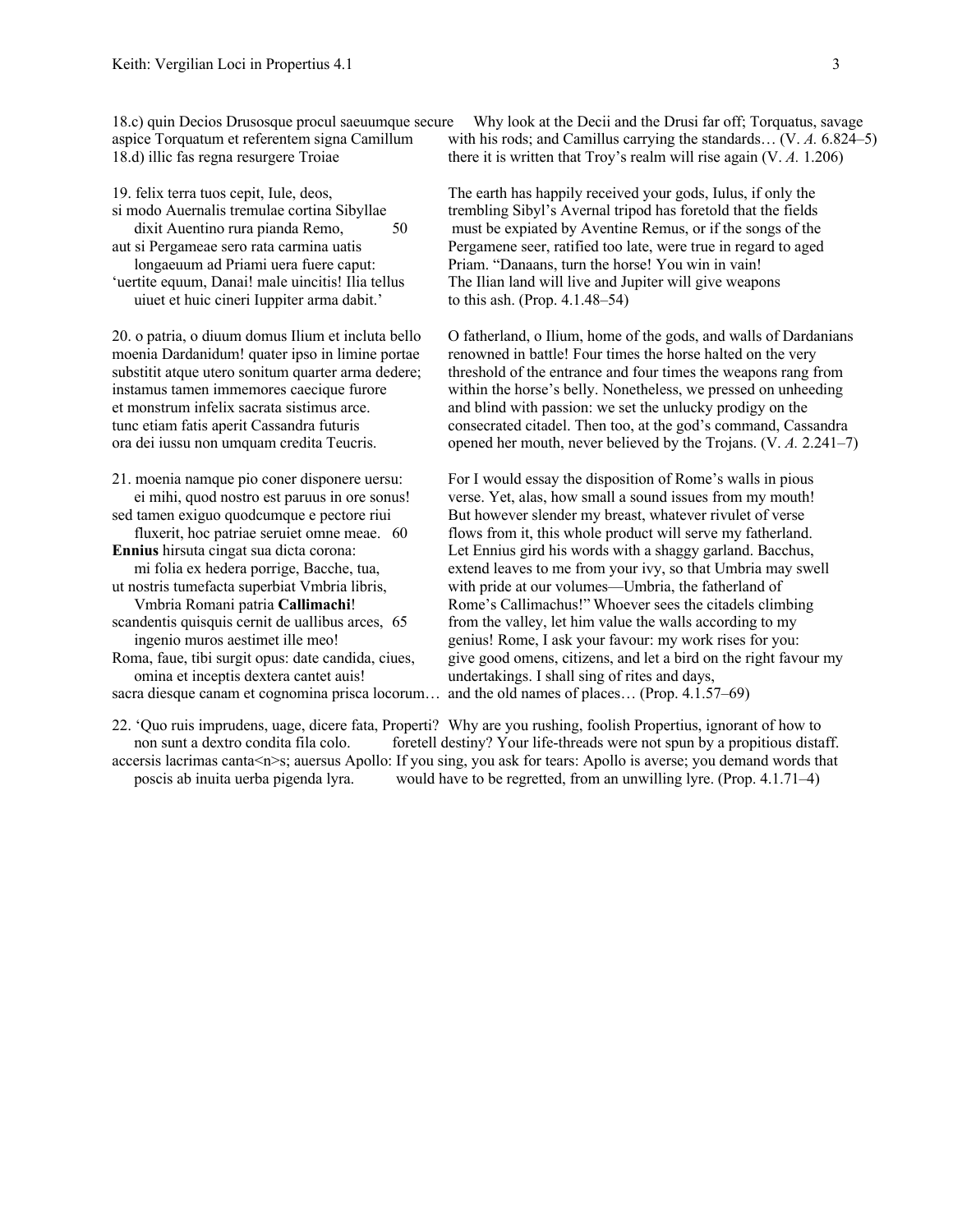18.c) quin Decios Drusosque procul saeuumque secure aspice Torquatum et referentem signa Camillum

Why look at the Decii and the Drusi far off; Torquatus, savage with his rods; and Camillus carrying the standards… (V. *A.* 6.824–5)

18.d) illic fas regna resurgere Troiae

there it is written that Troy's realm will rise again (V. *A.* 1.206)

19. felix terra tuos cepit, Iule, deos,
si modo Auernalis tremulae cortina Sibyllae
 dixit Auentino rura pianda Remo, 50
aut si Pergameae sero rata carmina uatis
 longaeuum ad Priami uera fuere caput:
'uertite equum, Danai! male uincitis! Ilia tellus
 uiuet et huic cineri Iuppiter arma dabit.'

The earth has happily received your gods, Iulus, if only the trembling Sibyl's Avernal tripod has foretold that the fields must be expiated by Aventine Remus, or if the songs of the Pergamene seer, ratified too late, were true in regard to aged Priam. "Danaans, turn the horse! You win in vain! The Ilian land will live and Jupiter will give weapons to this ash. (Prop. 4.1.48–54)

20. o patria, o diuum domus Ilium et incluta bello
moenia Dardanidum! quater ipso in limine portae
substitit atque utero sonitum quater arma dedere;
instamus tamen immemores caecique furore
et monstrum infelix sacrata sistimus arce.
tunc etiam fatis aperit Cassandra futuris
ora dei iussu non umquam credita Teucris.

O fatherland, o Ilium, home of the gods, and walls of Dardanians renowned in battle! Four times the horse halted on the very threshold of the entrance and four times the weapons rang from within the horse's belly. Nonetheless, we pressed on unheeding and blind with passion: we set the unlucky prodigy on the consecrated citadel. Then too, at the god's command, Cassandra opened her mouth, never believed by the Trojans. (V. *A.* 2.241–7)

21. moenia namque pio coner disponere uersu:
 ei mihi, quod nostro est paruus in ore sonus!
sed tamen exiguo quodcumque e pectore riui
 fluxerit, hoc patriae seruiet omne meae. 60
**Ennius** hirsuta cingat sua dicta corona:
 mi folia ex hedera porrige, Bacche, tua,
ut nostris tumefacta superbiat Vmbria libris,
 Vmbria Romani patria **Callimachi**!
scandentis quisquis cernit de uallibus arces, 65
 ingenio muros aestimet ille meo!
Roma, faue, tibi surgit opus: date candida, ciues,
 omina et inceptis dextera cantet auis!
sacra diesque canam et cognomina prisca locorum…

For I would essay the disposition of Rome's walls in pious verse. Yet, alas, how small a sound issues from my mouth! But however slender my breast, whatever rivulet of verse flows from it, this whole product will serve my fatherland. Let Ennius gird his words with a shaggy garland. Bacchus, extend leaves to me from your ivy, so that Umbria may swell with pride at our volumes—Umbria, the fatherland of Rome's Callimachus!" Whoever sees the citadels climbing from the valley, let him value the walls according to my genius! Rome, I ask your favour: my work rises for you: give good omens, citizens, and let a bird on the right favour my undertakings. I shall sing of rites and days, and the old names of places… (Prop. 4.1.57–69)

22. 'Quo ruis imprudens, uage, dicere fata, Properti?
 non sunt a dextro condita fila colo.
accersis lacrimas canta<n>s; auersus Apollo:
 poscis ab inuita uerba pigenda lyra.

Why are you rushing, foolish Propertius, ignorant of how to foretell destiny? Your life-threads were not spun by a propitious distaff. If you sing, you ask for tears: Apollo is averse; you demand words that would have to be regretted, from an unwilling lyre. (Prop. 4.1.71–4)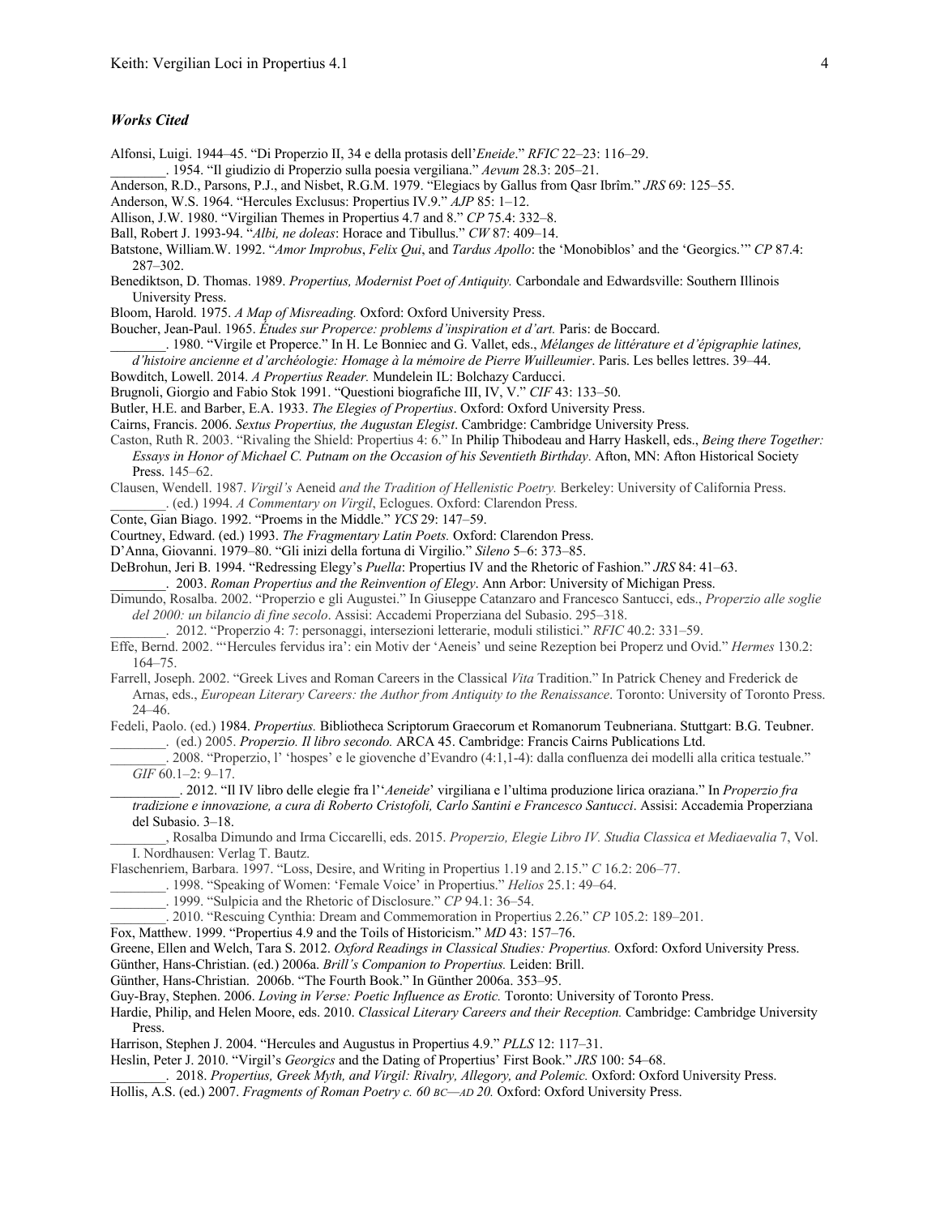### *Works Cited*

Alfonsi, Luigi. 1944–45. "Di Properzio II, 34 e della protasis dell'*Eneide*." *RFIC* 22–23: 116–29.

________. 1954. "Il giudizio di Properzio sulla poesia vergiliana." *Aevum* 28.3: 205–21.

Anderson, R.D., Parsons, P.J., and Nisbet, R.G.M. 1979. "Elegiacs by Gallus from Qasr Ibrîm." *JRS* 69: 125–55.

Anderson, W.S. 1964. "Hercules Exclusus: Propertius IV.9." *AJP* 85: 1–12.

Allison, J.W. 1980. "Virgilian Themes in Propertius 4.7 and 8." *CP* 75.4: 332–8.

Ball, Robert J. 1993-94. "*Albi, ne doleas*: Horace and Tibullus." *CW* 87: 409–14.

Batstone, William.W. 1992. "*Amor Improbus*, *Felix Qui*, and *Tardus Apollo*: the 'Monobiblos' and the 'Georgics.'" *CP* 87.4: 287–302.

Benediktson, D. Thomas. 1989. *Propertius, Modernist Poet of Antiquity.* Carbondale and Edwardsville: Southern Illinois University Press.

Bloom, Harold. 1975. *A Map of Misreading.* Oxford: Oxford University Press.

Boucher, Jean-Paul. 1965. *Études sur Properce: problems d'inspiration et d'art.* Paris: de Boccard.

________. 1980. "Virgile et Properce." In H. Le Bonniec and G. Vallet, eds., *Mélanges de littérature et d'épigraphie latines, d'histoire ancienne et d'archéologie: Homage à la mémoire de Pierre Wuilleumier*. Paris. Les belles lettres. 39–44.

Bowditch, Lowell. 2014. *A Propertius Reader.* Mundelein IL: Bolchazy Carducci.

Brugnoli, Giorgio and Fabio Stok 1991. "Questioni biografiche III, IV, V." *CIF* 43: 133–50.

Butler, H.E. and Barber, E.A. 1933. *The Elegies of Propertius*. Oxford: Oxford University Press.

Cairns, Francis. 2006. *Sextus Propertius, the Augustan Elegist*. Cambridge: Cambridge University Press.

Caston, Ruth R. 2003. "Rivaling the Shield: Propertius 4: 6." In Philip Thibodeau and Harry Haskell, eds., *Being there Together: Essays in Honor of Michael C. Putnam on the Occasion of his Seventieth Birthday*. Afton, MN: Afton Historical Society Press. 145–62.

Clausen, Wendell. 1987. *Virgil's* Aeneid *and the Tradition of Hellenistic Poetry.* Berkeley: University of California Press.

________. (ed.) 1994. *A Commentary on Virgil*, Eclogues. Oxford: Clarendon Press.

Conte, Gian Biago. 1992. "Proems in the Middle." *YCS* 29: 147–59.

Courtney, Edward. (ed.) 1993. *The Fragmentary Latin Poets.* Oxford: Clarendon Press.

D'Anna, Giovanni. 1979–80. "Gli inizi della fortuna di Virgilio." *Sileno* 5–6: 373–85.

DeBrohun, Jeri B. 1994. "Redressing Elegy's *Puella*: Propertius IV and the Rhetoric of Fashion." *JRS* 84: 41–63.

________. 2003. *Roman Propertius and the Reinvention of Elegy*. Ann Arbor: University of Michigan Press.

Dimundo, Rosalba. 2002. "Properzio e gli Augustei." In Giuseppe Catanzaro and Francesco Santucci, eds., *Properzio alle soglie del 2000: un bilancio di fine secolo*. Assisi: Accademi Properziana del Subasio. 295–318.

________. 2012. "Properzio 4: 7: personaggi, intersezioni letterarie, moduli stilistici." *RFIC* 40.2: 331–59.

Effe, Bernd. 2002. "'Hercules fervidus ira': ein Motiv der 'Aeneis' und seine Rezeption bei Properz und Ovid." *Hermes* 130.2: 164–75.

Farrell, Joseph. 2002. "Greek Lives and Roman Careers in the Classical *Vita* Tradition." In Patrick Cheney and Frederick de Arnas, eds., *European Literary Careers: the Author from Antiquity to the Renaissance*. Toronto: University of Toronto Press. 24–46.

Fedeli, Paolo. (ed.) 1984. *Propertius.* Bibliotheca Scriptorum Graecorum et Romanorum Teubneriana. Stuttgart: B.G. Teubner.

________. (ed.) 2005. *Properzio. Il libro secondo.* ARCA 45. Cambridge: Francis Cairns Publications Ltd.

________. 2008. "Properzio, l' 'hospes' e le giovenche d'Evandro (4:1,1-4): dalla confluenza dei modelli alla critica testuale." *GIF* 60.1–2: 9–17.

__________. 2012. "Il IV libro delle elegie fra l''*Aeneide*' virgiliana e l'ultima produzione lirica oraziana." In *Properzio fra tradizione e innovazione, a cura di Roberto Cristofoli, Carlo Santini e Francesco Santucci*. Assisi: Accademia Properziana del Subasio. 3–18.

________, Rosalba Dimundo and Irma Ciccarelli, eds. 2015. *Properzio, Elegie Libro IV. Studia Classica et Mediaevalia* 7, Vol. I. Nordhausen: Verlag T. Bautz.

Flaschenriem, Barbara. 1997. "Loss, Desire, and Writing in Propertius 1.19 and 2.15." *C* 16.2: 206–77.

________. 1998. "Speaking of Women: 'Female Voice' in Propertius." *Helios* 25.1: 49–64.

________. 1999. "Sulpicia and the Rhetoric of Disclosure." *CP* 94.1: 36–54.

________. 2010. "Rescuing Cynthia: Dream and Commemoration in Propertius 2.26." *CP* 105.2: 189–201.

Fox, Matthew. 1999. "Propertius 4.9 and the Toils of Historicism." *MD* 43: 157–76.

Greene, Ellen and Welch, Tara S. 2012. *Oxford Readings in Classical Studies: Propertius.* Oxford: Oxford University Press.

Günther, Hans-Christian. (ed.) 2006a. *Brill's Companion to Propertius.* Leiden: Brill.

Günther, Hans-Christian. 2006b. "The Fourth Book." In Günther 2006a. 353–95.

Guy-Bray, Stephen. 2006. *Loving in Verse: Poetic Influence as Erotic.* Toronto: University of Toronto Press.

Hardie, Philip, and Helen Moore, eds. 2010. *Classical Literary Careers and their Reception.* Cambridge: Cambridge University Press.

Harrison, Stephen J. 2004. "Hercules and Augustus in Propertius 4.9." *PLLS* 12: 117–31.

Heslin, Peter J. 2010. "Virgil's *Georgics* and the Dating of Propertius' First Book." *JRS* 100: 54–68.

________. 2018. *Propertius, Greek Myth, and Virgil: Rivalry, Allegory, and Polemic.* Oxford: Oxford University Press.

Hollis, A.S. (ed.) 2007. *Fragments of Roman Poetry c. 60 BC—AD 20.* Oxford: Oxford University Press.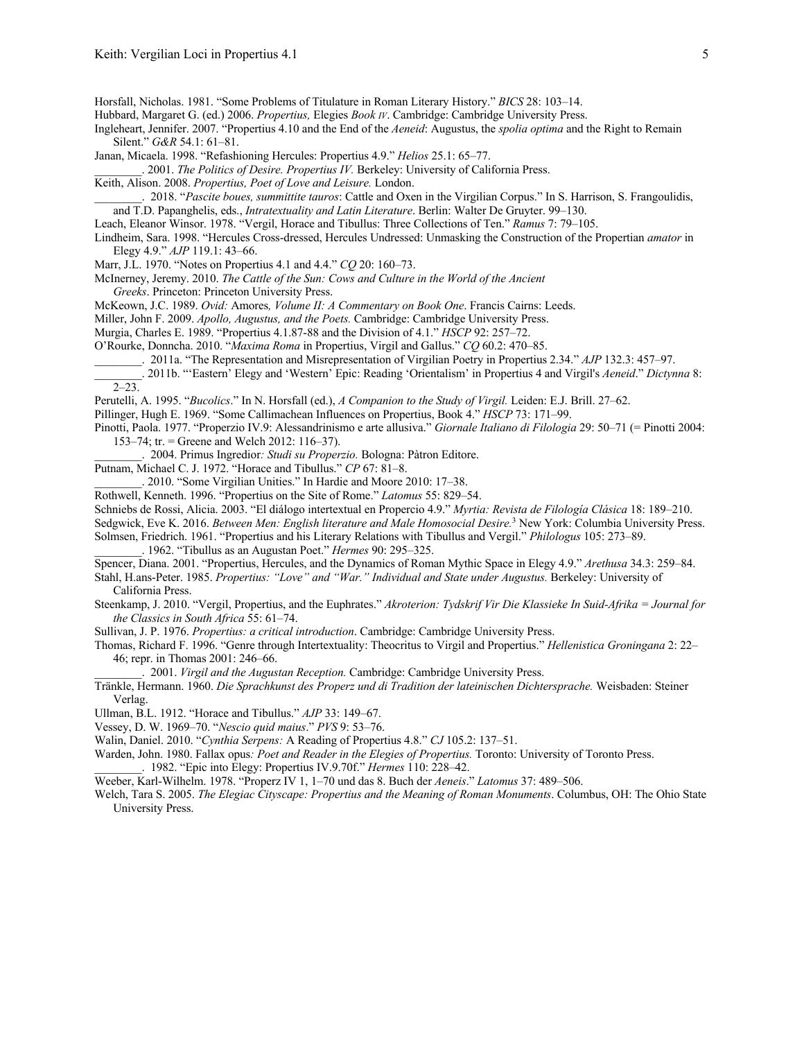Horsfall, Nicholas. 1981. “Some Problems of Titulature in Roman Literary History.” *BICS* 28: 103–14.

Hubbard, Margaret G. (ed.) 2006. *Propertius,* Elegies *Book IV*. Cambridge: Cambridge University Press.

Ingleheart, Jennifer. 2007. “Propertius 4.10 and the End of the *Aeneid*: Augustus, the *spolia optima* and the Right to Remain Silent.” *G&R* 54.1: 61–81.

Janan, Micaela. 1998. “Refashioning Hercules: Propertius 4.9.” *Helios* 25.1: 65–77.

________. 2001. *The Politics of Desire. Propertius IV.* Berkeley: University of California Press.

Keith, Alison. 2008. *Propertius, Poet of Love and Leisure.* London.

________. 2018. “*Pascite boues, summittite tauros*: Cattle and Oxen in the Virgilian Corpus.” In S. Harrison, S. Frangoulidis, and T.D. Papanghelis, eds., *Intratextuality and Latin Literature*. Berlin: Walter De Gruyter. 99–130.

Leach, Eleanor Winsor. 1978. “Vergil, Horace and Tibullus: Three Collections of Ten.” *Ramus* 7: 79–105.

Lindheim, Sara. 1998. “Hercules Cross-dressed, Hercules Undressed: Unmasking the Construction of the Propertian *amator* in Elegy 4.9.” *AJP* 119.1: 43–66.

Marr, J.L. 1970. “Notes on Propertius 4.1 and 4.4.” *CQ* 20: 160–73.

McInerney, Jeremy. 2010. *The Cattle of the Sun: Cows and Culture in the World of the Ancient Greeks*. Princeton: Princeton University Press.

McKeown, J.C. 1989. *Ovid:* Amores*, Volume II: A Commentary on Book One*. Francis Cairns: Leeds.

Miller, John F. 2009. *Apollo, Augustus, and the Poets.* Cambridge: Cambridge University Press.

Murgia, Charles E. 1989. “Propertius 4.1.87-88 and the Division of 4.1.” *HSCP* 92: 257–72.

O’Rourke, Donncha. 2010. “*Maxima Roma* in Propertius, Virgil and Gallus.” *CQ* 60.2: 470–85.

________. 2011a. “The Representation and Misrepresentation of Virgilian Poetry in Propertius 2.34.” *AJP* 132.3: 457–97.

________. 2011b. “‘Eastern’ Elegy and ‘Western’ Epic: Reading ‘Orientalism’ in Propertius 4 and Virgil's *Aeneid*.” *Dictynna* 8: 2–23.

Perutelli, A. 1995. “*Bucolics*.” In N. Horsfall (ed.), *A Companion to the Study of Virgil.* Leiden: E.J. Brill. 27–62.

Pillinger, Hugh E. 1969. “Some Callimachean Influences on Propertius, Book 4.” *HSCP* 73: 171–99.

Pinotti, Paola. 1977. “Properzio IV.9: Alessandrinismo e arte allusiva.” *Giornale Italiano di Filologia* 29: 50–71 (= Pinotti 2004: 153–74; tr. = Greene and Welch 2012: 116–37).

________. 2004. Primus Ingredior*: Studi su Properzio.* Bologna: Pàtron Editore.

Putnam, Michael C. J. 1972. “Horace and Tibullus.” *CP* 67: 81–8.

________. 2010. “Some Virgilian Unities.” In Hardie and Moore 2010: 17–38.

Rothwell, Kenneth. 1996. “Propertius on the Site of Rome.” *Latomus* 55: 829–54.

Schniebs de Rossi, Alicia. 2003. “El diálogo intertextual en Propercio 4.9.” *Myrtia: Revista de Filología Clásica* 18: 189–210.

Sedgwick, Eve K. 2016. *Between Men: English literature and Male Homosocial Desire.*[3] New York: Columbia University Press.

Solmsen, Friedrich. 1961. “Propertius and his Literary Relations with Tibullus and Vergil.” *Philologus* 105: 273–89.

________. 1962. “Tibullus as an Augustan Poet.” *Hermes* 90: 295–325.

Spencer, Diana. 2001. “Propertius, Hercules, and the Dynamics of Roman Mythic Space in Elegy 4.9.” *Arethusa* 34.3: 259–84.

Stahl, H.ans-Peter. 1985. *Propertius: “Love” and “War.” Individual and State under Augustus.* Berkeley: University of California Press.

Steenkamp, J. 2010. “Vergil, Propertius, and the Euphrates.” *Akroterion: Tydskrif Vir Die Klassieke In Suid-Afrika = Journal for the Classics in South Africa* 55: 61–74.

Sullivan, J. P. 1976. *Propertius: a critical introduction*. Cambridge: Cambridge University Press.

Thomas, Richard F. 1996. “Genre through Intertextuality: Theocritus to Virgil and Propertius.” *Hellenistica Groningana* 2: 22–46; repr. in Thomas 2001: 246–66.

________. 2001. *Virgil and the Augustan Reception.* Cambridge: Cambridge University Press.

Tränkle, Hermann. 1960. *Die Sprachkunst des Properz und di Tradition der lateinischen Dichtersprache.* Weisbaden: Steiner Verlag.

Ullman, B.L. 1912. “Horace and Tibullus.” *AJP* 33: 149–67.

Vessey, D. W. 1969–70. “*Nescio quid maius*.” *PVS* 9: 53–76.

Walin, Daniel. 2010. “*Cynthia Serpens:* A Reading of Propertius 4.8.” *CJ* 105.2: 137–51.

Warden, John. 1980. Fallax opus*: Poet and Reader in the Elegies of Propertius.* Toronto: University of Toronto Press.

________. 1982. “Epic into Elegy: Propertius IV.9.70f.” *Hermes* 110: 228–42.

Weeber, Karl-Wilhelm. 1978. “Properz IV 1, 1–70 und das 8. Buch der *Aeneis*.” *Latomus* 37: 489–506.

Welch, Tara S. 2005. *The Elegiac Cityscape: Propertius and the Meaning of Roman Monuments*. Columbus, OH: The Ohio State University Press.